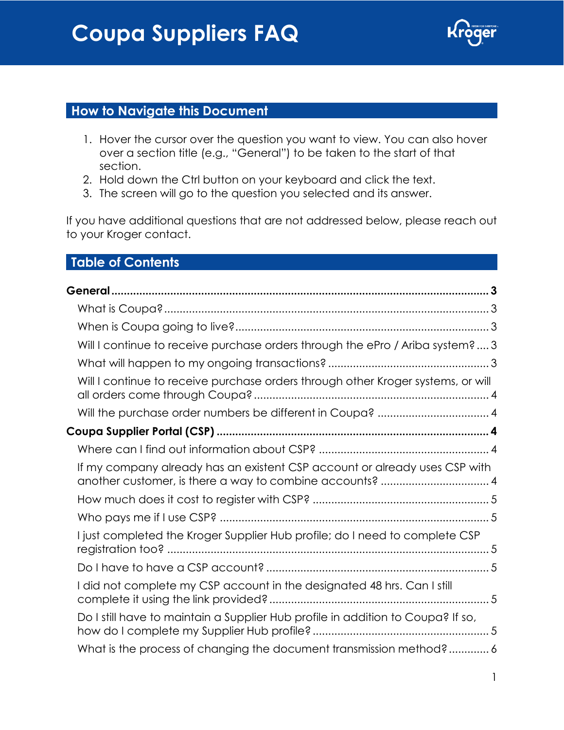# Coupa Suppliers FAQ

## How to Navigate this Document

1. Hover the cursor over the question you want to view. You can also hover over a section title (e.g., "General") to be taken to the start of that section.
2. Hold down the Ctrl button on your keyboard and click the text.
3. The screen will go to the question you selected and its answer.

If you have additional questions that are not addressed below, please reach out to your Kroger contact.

## Table of Contents

**General** ........ **3**

- What is Coupa? ........ 3
- When is Coupa going to live? ........ 3
- Will I continue to receive purchase orders through the ePro / Ariba system? ........ 3
- What will happen to my ongoing transactions? ........ 3
- Will I continue to receive purchase orders through other Kroger systems, or will all orders come through Coupa? ........ 4
- Will the purchase order numbers be different in Coupa? ........ 4

**Coupa Supplier Portal (CSP)** ........ **4**

- Where can I find out information about CSP? ........ 4
- If my company already has an existent CSP account or already uses CSP with another customer, is there a way to combine accounts? ........ 4
- How much does it cost to register with CSP? ........ 5
- Who pays me if I use CSP? ........ 5
- I just completed the Kroger Supplier Hub profile; do I need to complete CSP registration too? ........ 5
- Do I have to have a CSP account? ........ 5
- I did not complete my CSP account in the designated 48 hrs. Can I still complete it using the link provided? ........ 5
- Do I still have to maintain a Supplier Hub profile in addition to Coupa? If so, how do I complete my Supplier Hub profile? ........ 5
- What is the process of changing the document transmission method? ........ 6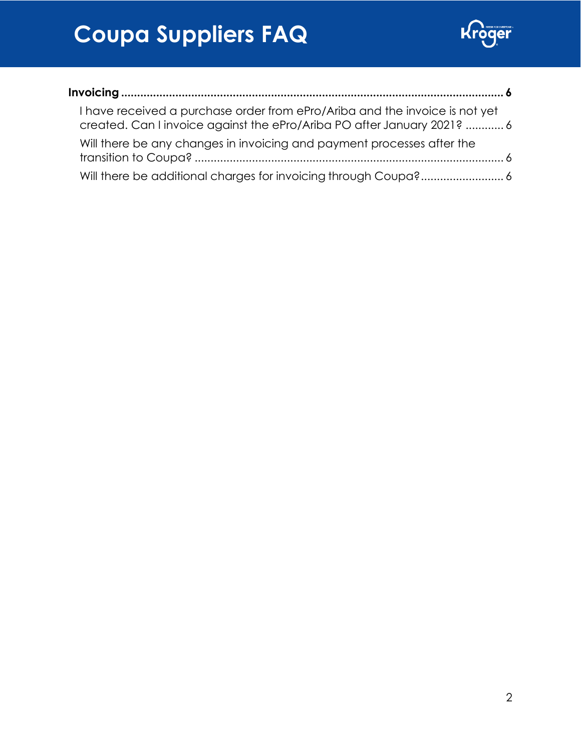**Invoicing** .......................................................................................................................... **6**

I have received a purchase order from ePro/Ariba and the invoice is not yet created. Can I invoice against the ePro/Ariba PO after January 2021? ............ 6

Will there be any changes in invoicing and payment processes after the transition to Coupa? ................................................................................................ 6

Will there be additional charges for invoicing through Coupa? .......................... 6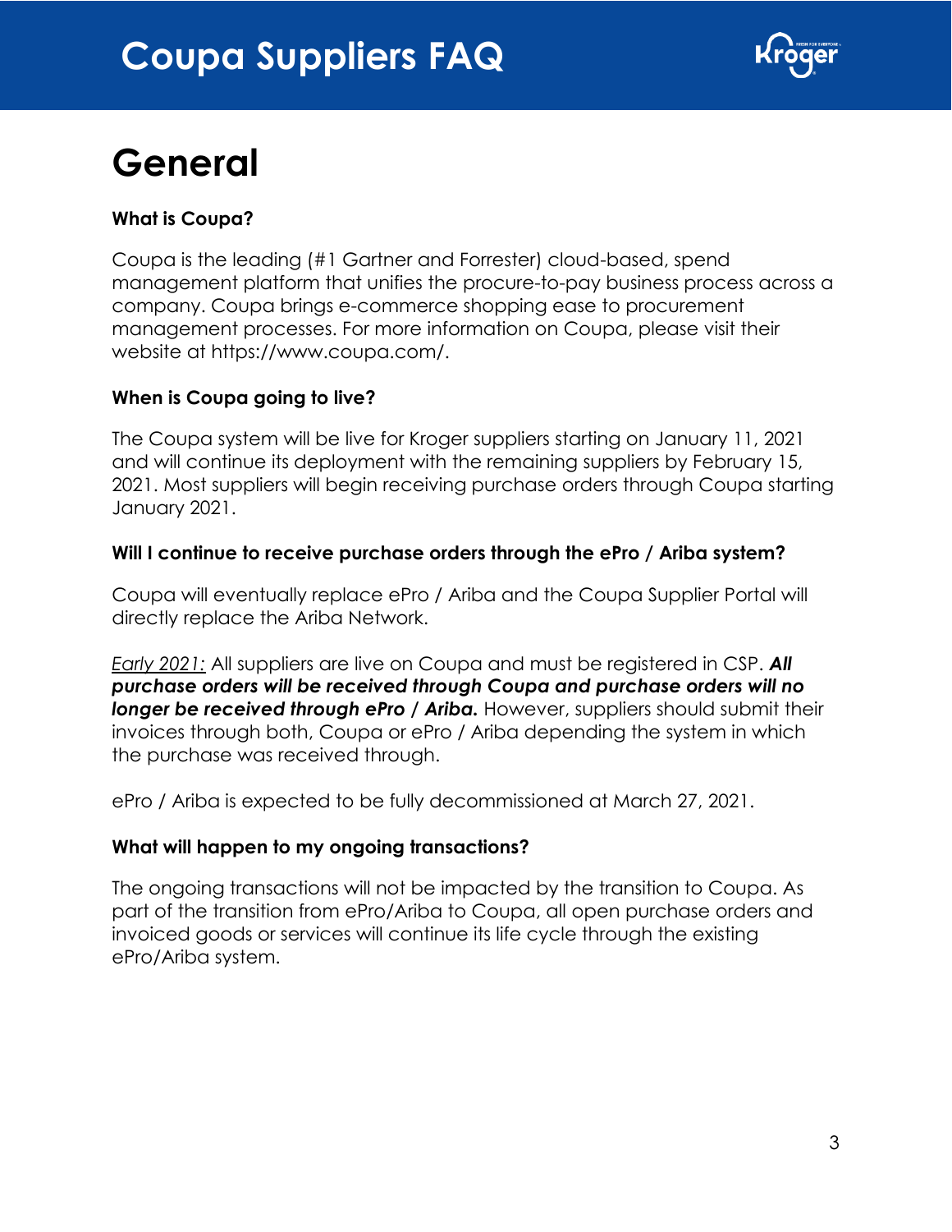# General

**What is Coupa?**

Coupa is the leading (#1 Gartner and Forrester) cloud-based, spend management platform that unifies the procure-to-pay business process across a company. Coupa brings e-commerce shopping ease to procurement management processes. For more information on Coupa, please visit their website at https://www.coupa.com/.

**When is Coupa going to live?**

The Coupa system will be live for Kroger suppliers starting on January 11, 2021 and will continue its deployment with the remaining suppliers by February 15, 2021. Most suppliers will begin receiving purchase orders through Coupa starting January 2021.

**Will I continue to receive purchase orders through the ePro / Ariba system?**

Coupa will eventually replace ePro / Ariba and the Coupa Supplier Portal will directly replace the Ariba Network.

<u>*Early 2021:*</u> All suppliers are live on Coupa and must be registered in CSP. ***All purchase orders will be received through Coupa and purchase orders will no longer be received through ePro / Ariba.*** However, suppliers should submit their invoices through both, Coupa or ePro / Ariba depending the system in which the purchase was received through.

ePro / Ariba is expected to be fully decommissioned at March 27, 2021.

**What will happen to my ongoing transactions?**

The ongoing transactions will not be impacted by the transition to Coupa. As part of the transition from ePro/Ariba to Coupa, all open purchase orders and invoiced goods or services will continue its life cycle through the existing ePro/Ariba system.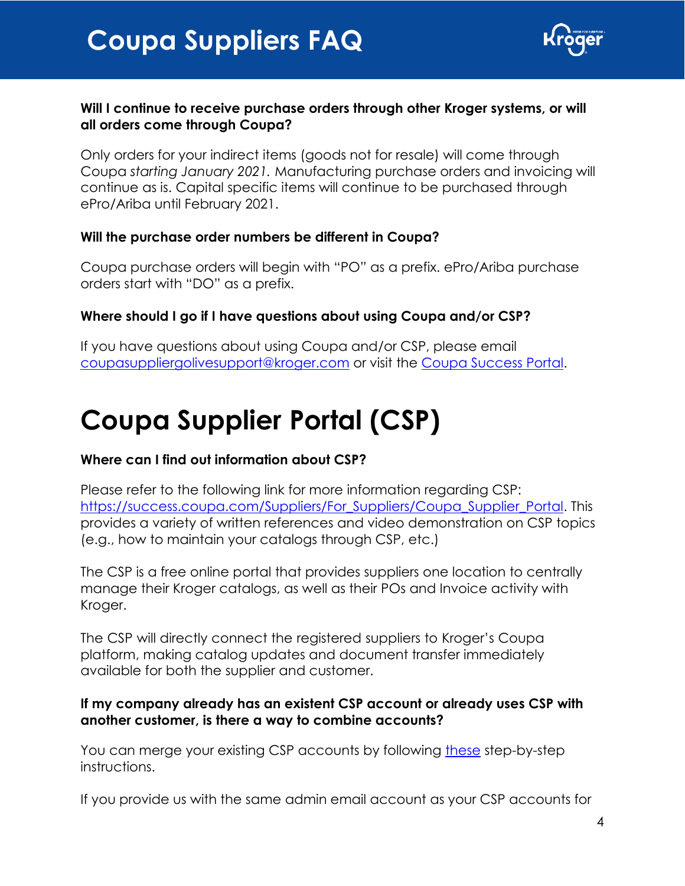**Will I continue to receive purchase orders through other Kroger systems, or will all orders come through Coupa?**

Only orders for your indirect items (goods not for resale) will come through Coupa *starting January 2021.* Manufacturing purchase orders and invoicing will continue as is. Capital specific items will continue to be purchased through ePro/Ariba until February 2021.

**Will the purchase order numbers be different in Coupa?**

Coupa purchase orders will begin with "PO" as a prefix. ePro/Ariba purchase orders start with "DO" as a prefix.

**Where should I go if I have questions about using Coupa and/or CSP?**

If you have questions about using Coupa and/or CSP, please email coupasuppliergolivesupport@kroger.com or visit the Coupa Success Portal.

# Coupa Supplier Portal (CSP)

**Where can I find out information about CSP?**

Please refer to the following link for more information regarding CSP: https://success.coupa.com/Suppliers/For_Suppliers/Coupa_Supplier_Portal. This provides a variety of written references and video demonstration on CSP topics (e.g., how to maintain your catalogs through CSP, etc.)

The CSP is a free online portal that provides suppliers one location to centrally manage their Kroger catalogs, as well as their POs and Invoice activity with Kroger.

The CSP will directly connect the registered suppliers to Kroger's Coupa platform, making catalog updates and document transfer immediately available for both the supplier and customer.

**If my company already has an existent CSP account or already uses CSP with another customer, is there a way to combine accounts?**

You can merge your existing CSP accounts by following these step-by-step instructions.

If you provide us with the same admin email account as your CSP accounts for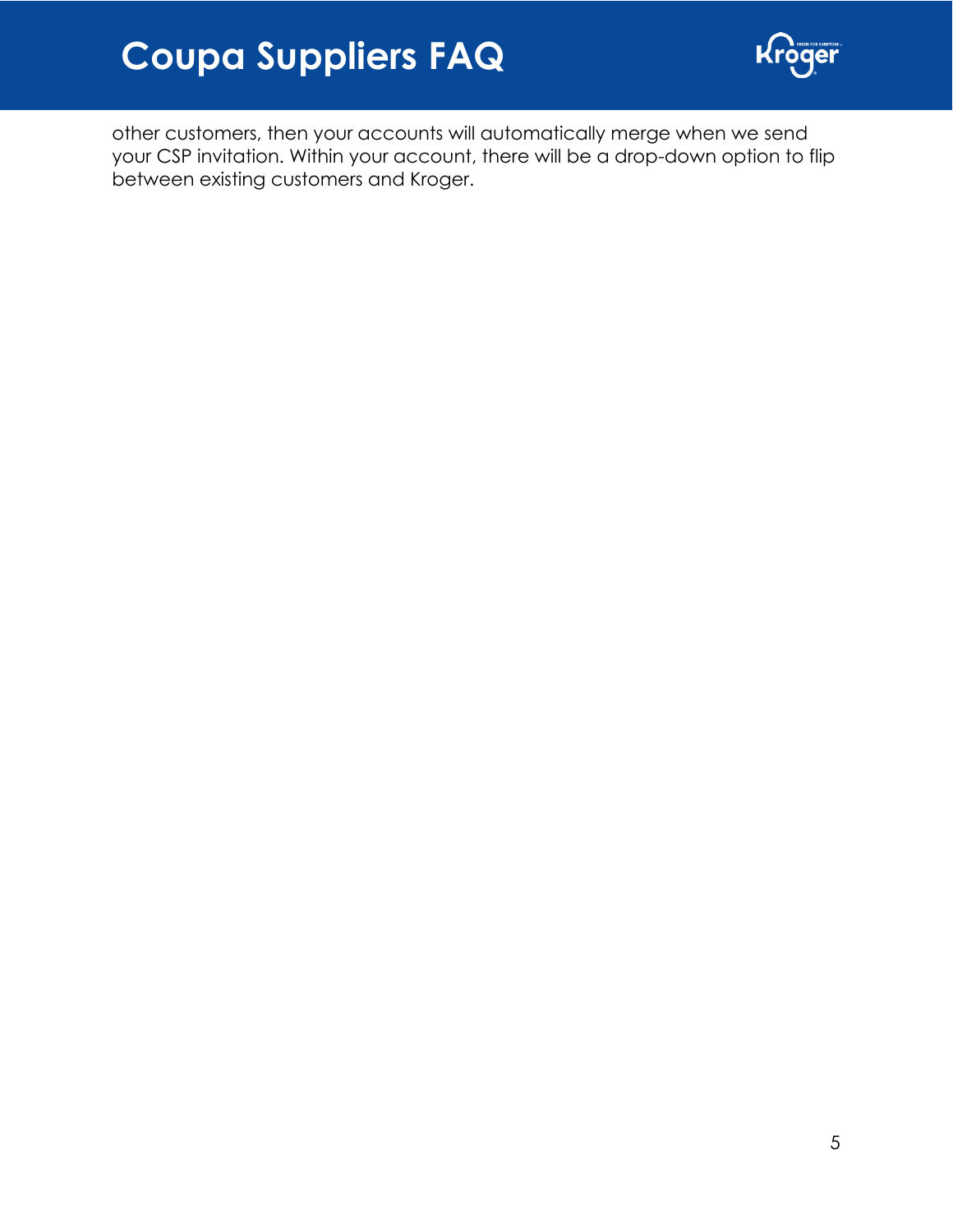other customers, then your accounts will automatically merge when we send your CSP invitation. Within your account, there will be a drop-down option to flip between existing customers and Kroger.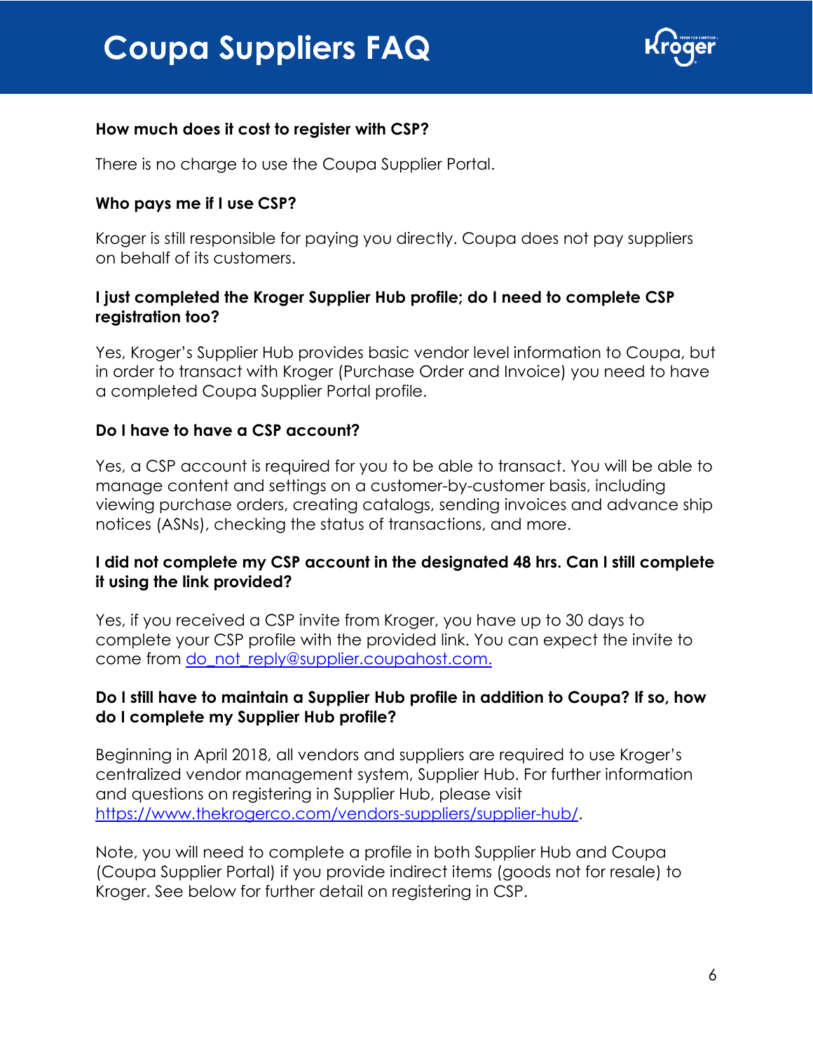**How much does it cost to register with CSP?**

There is no charge to use the Coupa Supplier Portal.

**Who pays me if I use CSP?**

Kroger is still responsible for paying you directly. Coupa does not pay suppliers on behalf of its customers.

**I just completed the Kroger Supplier Hub profile; do I need to complete CSP registration too?**

Yes, Kroger's Supplier Hub provides basic vendor level information to Coupa, but in order to transact with Kroger (Purchase Order and Invoice) you need to have a completed Coupa Supplier Portal profile.

**Do I have to have a CSP account?**

Yes, a CSP account is required for you to be able to transact. You will be able to manage content and settings on a customer-by-customer basis, including viewing purchase orders, creating catalogs, sending invoices and advance ship notices (ASNs), checking the status of transactions, and more.

**I did not complete my CSP account in the designated 48 hrs. Can I still complete it using the link provided?**

Yes, if you received a CSP invite from Kroger, you have up to 30 days to complete your CSP profile with the provided link. You can expect the invite to come from do_not_reply@supplier.coupahost.com.

**Do I still have to maintain a Supplier Hub profile in addition to Coupa? If so, how do I complete my Supplier Hub profile?**

Beginning in April 2018, all vendors and suppliers are required to use Kroger's centralized vendor management system, Supplier Hub. For further information and questions on registering in Supplier Hub, please visit https://www.thekrogerco.com/vendors-suppliers/supplier-hub/.

Note, you will need to complete a profile in both Supplier Hub and Coupa (Coupa Supplier Portal) if you provide indirect items (goods not for resale) to Kroger. See below for further detail on registering in CSP.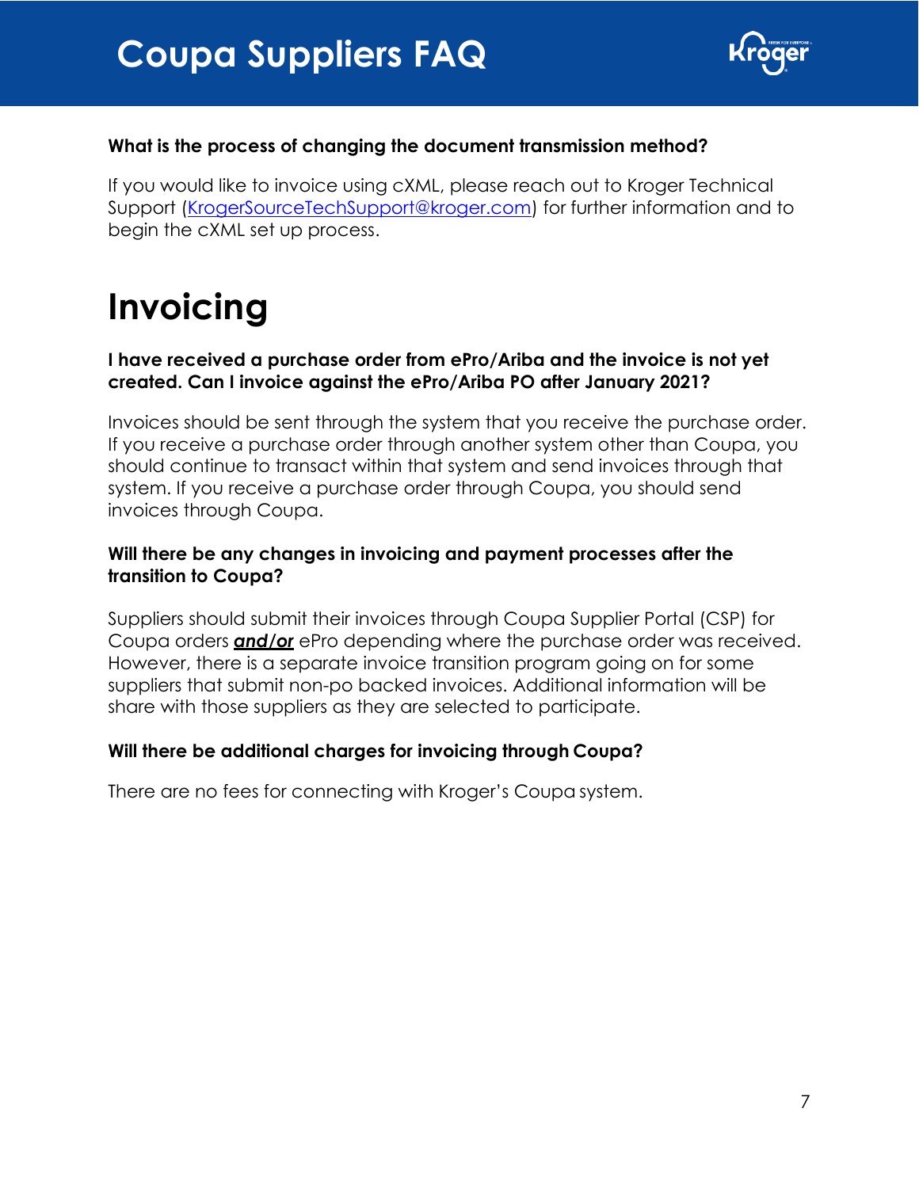**What is the process of changing the document transmission method?**

If you would like to invoice using cXML, please reach out to Kroger Technical Support (KrogerSourceTechSupport@kroger.com) for further information and to begin the cXML set up process.

# Invoicing

**I have received a purchase order from ePro/Ariba and the invoice is not yet created. Can I invoice against the ePro/Ariba PO after January 2021?**

Invoices should be sent through the system that you receive the purchase order. If you receive a purchase order through another system other than Coupa, you should continue to transact within that system and send invoices through that system. If you receive a purchase order through Coupa, you should send invoices through Coupa.

**Will there be any changes in invoicing and payment processes after the transition to Coupa?**

Suppliers should submit their invoices through Coupa Supplier Portal (CSP) for Coupa orders ***and/or*** ePro depending where the purchase order was received. However, there is a separate invoice transition program going on for some suppliers that submit non-po backed invoices. Additional information will be share with those suppliers as they are selected to participate.

**Will there be additional charges for invoicing through Coupa?**

There are no fees for connecting with Kroger's Coupa system.